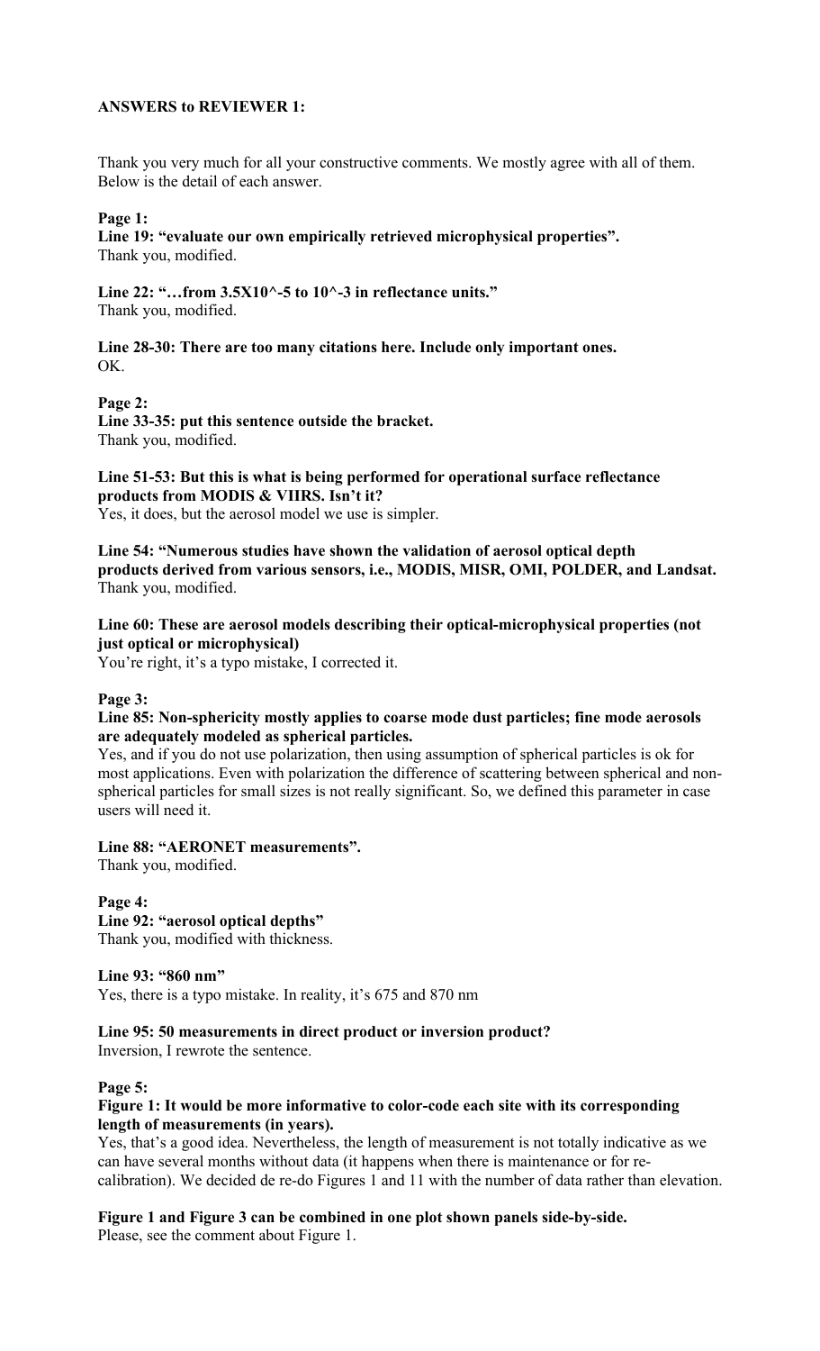**ANSWERS to REVIEWER 1:**

Thank you very much for all your constructive comments. We mostly agree with all of them. Below is the detail of each answer.

**Page 1:**

**Line 19: "evaluate our own empirically retrieved microphysical properties".**
Thank you, modified.

**Line 22: "…from 3.5X10^-5 to 10^-3 in reflectance units."**
Thank you, modified.

**Line 28-30: There are too many citations here. Include only important ones.**
OK.

**Page 2:**

**Line 33-35: put this sentence outside the bracket.**
Thank you, modified.

**Line 51-53: But this is what is being performed for operational surface reflectance products from MODIS & VIIRS. Isn't it?**
Yes, it does, but the aerosol model we use is simpler.

**Line 54: "Numerous studies have shown the validation of aerosol optical depth products derived from various sensors, i.e., MODIS, MISR, OMI, POLDER, and Landsat.**
Thank you, modified.

**Line 60: These are aerosol models describing their optical-microphysical properties (not just optical or microphysical)**
You're right, it's a typo mistake, I corrected it.

**Page 3:**

**Line 85: Non-sphericity mostly applies to coarse mode dust particles; fine mode aerosols are adequately modeled as spherical particles.**
Yes, and if you do not use polarization, then using assumption of spherical particles is ok for most applications. Even with polarization the difference of scattering between spherical and non-spherical particles for small sizes is not really significant. So, we defined this parameter in case users will need it.

**Line 88: "AERONET measurements".**
Thank you, modified.

**Page 4:**

**Line 92: "aerosol optical depths"**
Thank you, modified with thickness.

**Line 93: "860 nm"**
Yes, there is a typo mistake. In reality, it's 675 and 870 nm

**Line 95: 50 measurements in direct product or inversion product?**
Inversion, I rewrote the sentence.

**Page 5:**

**Figure 1: It would be more informative to color-code each site with its corresponding length of measurements (in years).**
Yes, that's a good idea. Nevertheless, the length of measurement is not totally indicative as we can have several months without data (it happens when there is maintenance or for re-calibration). We decided de re-do Figures 1 and 11 with the number of data rather than elevation.

**Figure 1 and Figure 3 can be combined in one plot shown panels side-by-side.**
Please, see the comment about Figure 1.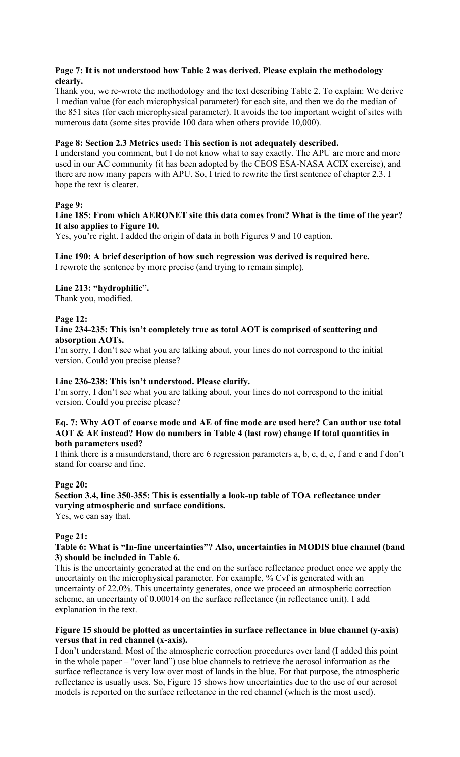**Page 7: It is not understood how Table 2 was derived. Please explain the methodology clearly.**

Thank you, we re-wrote the methodology and the text describing Table 2. To explain: We derive 1 median value (for each microphysical parameter) for each site, and then we do the median of the 851 sites (for each microphysical parameter). It avoids the too important weight of sites with numerous data (some sites provide 100 data when others provide 10,000).

**Page 8: Section 2.3 Metrics used: This section is not adequately described.**

I understand you comment, but I do not know what to say exactly. The APU are more and more used in our AC community (it has been adopted by the CEOS ESA-NASA ACIX exercise), and there are now many papers with APU. So, I tried to rewrite the first sentence of chapter 2.3. I hope the text is clearer.

**Page 9:**

**Line 185: From which AERONET site this data comes from? What is the time of the year? It also applies to Figure 10.**

Yes, you're right. I added the origin of data in both Figures 9 and 10 caption.

**Line 190: A brief description of how such regression was derived is required here.**

I rewrote the sentence by more precise (and trying to remain simple).

**Line 213: "hydrophilic".**

Thank you, modified.

**Page 12:**

**Line 234-235: This isn't completely true as total AOT is comprised of scattering and absorption AOTs.**

I'm sorry, I don't see what you are talking about, your lines do not correspond to the initial version. Could you precise please?

**Line 236-238: This isn't understood. Please clarify.**

I'm sorry, I don't see what you are talking about, your lines do not correspond to the initial version. Could you precise please?

**Eq. 7: Why AOT of coarse mode and AE of fine mode are used here? Can author use total AOT & AE instead? How do numbers in Table 4 (last row) change If total quantities in both parameters used?**

I think there is a misunderstand, there are 6 regression parameters a, b, c, d, e, f and c and f don't stand for coarse and fine.

**Page 20:**

**Section 3.4, line 350-355: This is essentially a look-up table of TOA reflectance under varying atmospheric and surface conditions.**

Yes, we can say that.

**Page 21:**

**Table 6: What is "In-fine uncertainties"? Also, uncertainties in MODIS blue channel (band 3) should be included in Table 6.**

This is the uncertainty generated at the end on the surface reflectance product once we apply the uncertainty on the microphysical parameter. For example, % Cvf is generated with an uncertainty of 22.0%. This uncertainty generates, once we proceed an atmospheric correction scheme, an uncertainty of 0.00014 on the surface reflectance (in reflectance unit). I add explanation in the text.

**Figure 15 should be plotted as uncertainties in surface reflectance in blue channel (y-axis) versus that in red channel (x-axis).**

I don't understand. Most of the atmospheric correction procedures over land (I added this point in the whole paper – "over land") use blue channels to retrieve the aerosol information as the surface reflectance is very low over most of lands in the blue. For that purpose, the atmospheric reflectance is usually uses. So, Figure 15 shows how uncertainties due to the use of our aerosol models is reported on the surface reflectance in the red channel (which is the most used).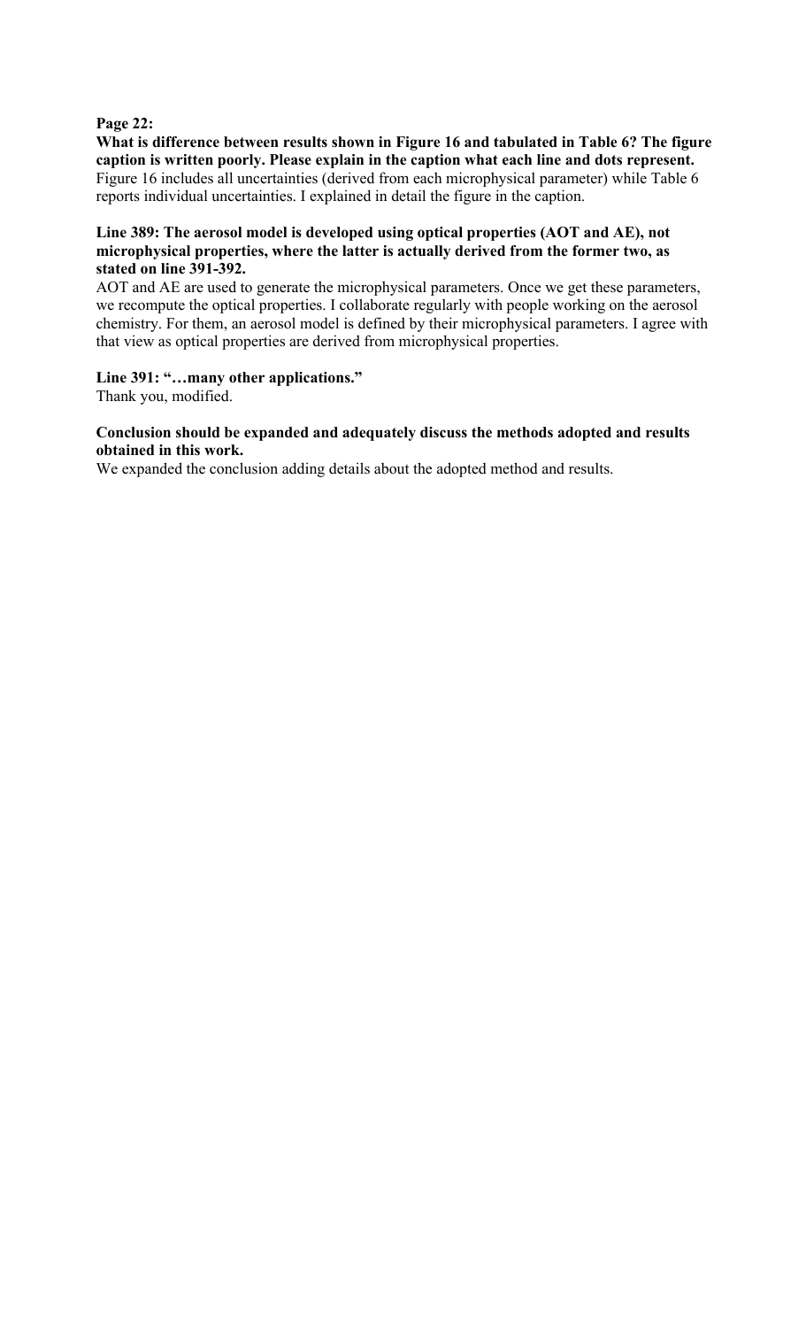**Page 22:**

**What is difference between results shown in Figure 16 and tabulated in Table 6? The figure caption is written poorly. Please explain in the caption what each line and dots represent.**
Figure 16 includes all uncertainties (derived from each microphysical parameter) while Table 6 reports individual uncertainties. I explained in detail the figure in the caption.

**Line 389: The aerosol model is developed using optical properties (AOT and AE), not microphysical properties, where the latter is actually derived from the former two, as stated on line 391-392.**
AOT and AE are used to generate the microphysical parameters. Once we get these parameters, we recompute the optical properties. I collaborate regularly with people working on the aerosol chemistry. For them, an aerosol model is defined by their microphysical parameters. I agree with that view as optical properties are derived from microphysical properties.

**Line 391: "…many other applications."**
Thank you, modified.

**Conclusion should be expanded and adequately discuss the methods adopted and results obtained in this work.**
We expanded the conclusion adding details about the adopted method and results.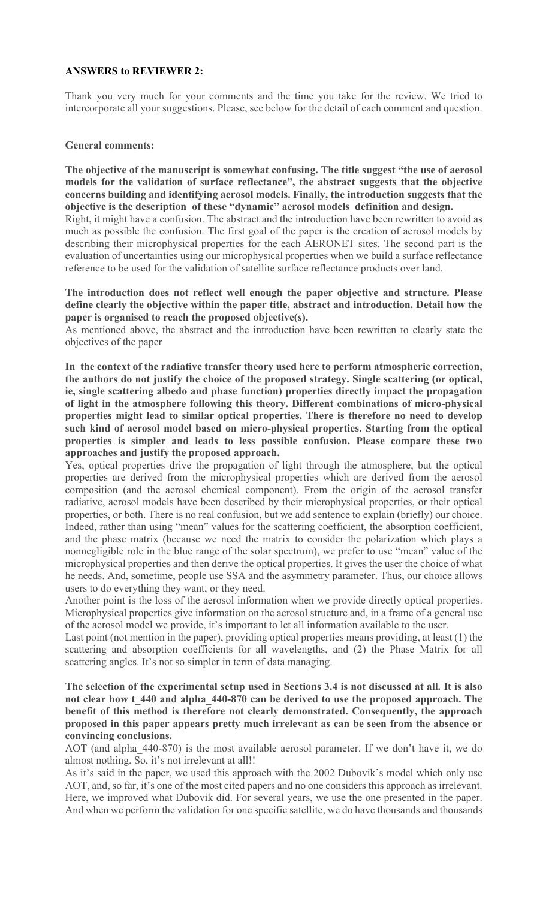**ANSWERS to REVIEWER 2:**

Thank you very much for your comments and the time you take for the review. We tried to intercorporate all your suggestions. Please, see below for the detail of each comment and question.

**General comments:**

**The objective of the manuscript is somewhat confusing. The title suggest "the use of aerosol models for the validation of surface reflectance", the abstract suggests that the objective concerns building and identifying aerosol models. Finally, the introduction suggests that the objective is the description of these "dynamic" aerosol models definition and design.**

Right, it might have a confusion. The abstract and the introduction have been rewritten to avoid as much as possible the confusion. The first goal of the paper is the creation of aerosol models by describing their microphysical properties for the each AERONET sites. The second part is the evaluation of uncertainties using our microphysical properties when we build a surface reflectance reference to be used for the validation of satellite surface reflectance products over land.

**The introduction does not reflect well enough the paper objective and structure. Please define clearly the objective within the paper title, abstract and introduction. Detail how the paper is organised to reach the proposed objective(s).**

As mentioned above, the abstract and the introduction have been rewritten to clearly state the objectives of the paper

**In the context of the radiative transfer theory used here to perform atmospheric correction, the authors do not justify the choice of the proposed strategy. Single scattering (or optical, ie, single scattering albedo and phase function) properties directly impact the propagation of light in the atmosphere following this theory. Different combinations of micro-physical properties might lead to similar optical properties. There is therefore no need to develop such kind of aerosol model based on micro-physical properties. Starting from the optical properties is simpler and leads to less possible confusion. Please compare these two approaches and justify the proposed approach.**

Yes, optical properties drive the propagation of light through the atmosphere, but the optical properties are derived from the microphysical properties which are derived from the aerosol composition (and the aerosol chemical component). From the origin of the aerosol transfer radiative, aerosol models have been described by their microphysical properties, or their optical properties, or both. There is no real confusion, but we add sentence to explain (briefly) our choice. Indeed, rather than using "mean" values for the scattering coefficient, the absorption coefficient, and the phase matrix (because we need the matrix to consider the polarization which plays a nonnegligible role in the blue range of the solar spectrum), we prefer to use "mean" value of the microphysical properties and then derive the optical properties. It gives the user the choice of what he needs. And, sometime, people use SSA and the asymmetry parameter. Thus, our choice allows users to do everything they want, or they need.

Another point is the loss of the aerosol information when we provide directly optical properties. Microphysical properties give information on the aerosol structure and, in a frame of a general use of the aerosol model we provide, it's important to let all information available to the user.

Last point (not mention in the paper), providing optical properties means providing, at least (1) the scattering and absorption coefficients for all wavelengths, and (2) the Phase Matrix for all scattering angles. It's not so simpler in term of data managing.

**The selection of the experimental setup used in Sections 3.4 is not discussed at all. It is also not clear how t_440 and alpha_440-870 can be derived to use the proposed approach. The benefit of this method is therefore not clearly demonstrated. Consequently, the approach proposed in this paper appears pretty much irrelevant as can be seen from the absence or convincing conclusions.**

AOT (and alpha_440-870) is the most available aerosol parameter. If we don't have it, we do almost nothing. So, it's not irrelevant at all!!

As it's said in the paper, we used this approach with the 2002 Dubovik's model which only use AOT, and, so far, it's one of the most cited papers and no one considers this approach as irrelevant. Here, we improved what Dubovik did. For several years, we use the one presented in the paper. And when we perform the validation for one specific satellite, we do have thousands and thousands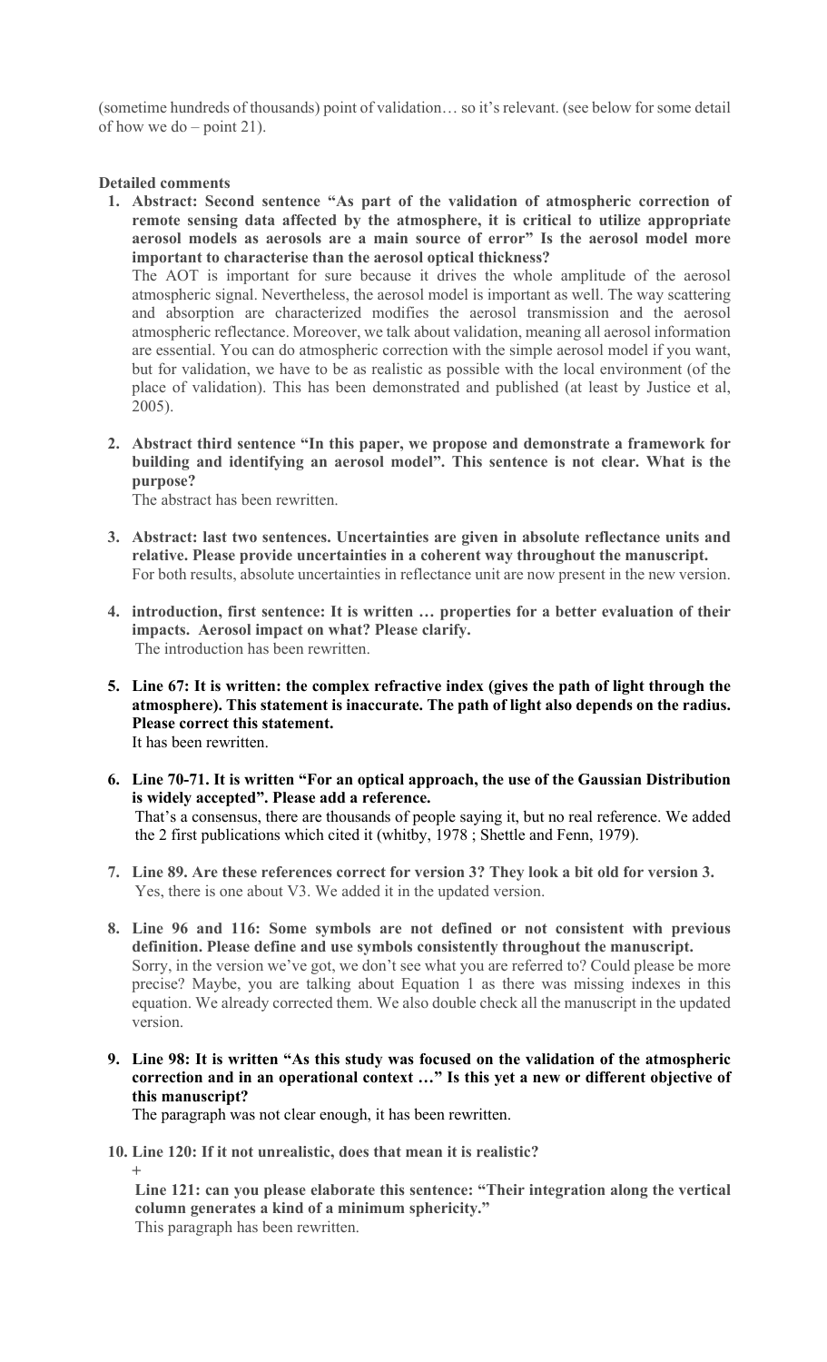(sometime hundreds of thousands) point of validation… so it's relevant. (see below for some detail of how we do – point 21).

**Detailed comments**

1. **Abstract: Second sentence "As part of the validation of atmospheric correction of remote sensing data affected by the atmosphere, it is critical to utilize appropriate aerosol models as aerosols are a main source of error" Is the aerosol model more important to characterise than the aerosol optical thickness?**

   The AOT is important for sure because it drives the whole amplitude of the aerosol atmospheric signal. Nevertheless, the aerosol model is important as well. The way scattering and absorption are characterized modifies the aerosol transmission and the aerosol atmospheric reflectance. Moreover, we talk about validation, meaning all aerosol information are essential. You can do atmospheric correction with the simple aerosol model if you want, but for validation, we have to be as realistic as possible with the local environment (of the place of validation). This has been demonstrated and published (at least by Justice et al, 2005).

2. **Abstract third sentence "In this paper, we propose and demonstrate a framework for building and identifying an aerosol model". This sentence is not clear. What is the purpose?**

   The abstract has been rewritten.

3. **Abstract: last two sentences. Uncertainties are given in absolute reflectance units and relative. Please provide uncertainties in a coherent way throughout the manuscript.**

   For both results, absolute uncertainties in reflectance unit are now present in the new version.

4. **introduction, first sentence: It is written … properties for a better evaluation of their impacts. Aerosol impact on what? Please clarify.**

   The introduction has been rewritten.

5. **Line 67: It is written: the complex refractive index (gives the path of light through the atmosphere). This statement is inaccurate. The path of light also depends on the radius. Please correct this statement.**

   It has been rewritten.

6. **Line 70-71. It is written "For an optical approach, the use of the Gaussian Distribution is widely accepted". Please add a reference.**

   That's a consensus, there are thousands of people saying it, but no real reference. We added the 2 first publications which cited it (whitby, 1978 ; Shettle and Fenn, 1979).

7. **Line 89. Are these references correct for version 3? They look a bit old for version 3.**

   Yes, there is one about V3. We added it in the updated version.

8. **Line 96 and 116: Some symbols are not defined or not consistent with previous definition. Please define and use symbols consistently throughout the manuscript.**

   Sorry, in the version we've got, we don't see what you are referred to? Could please be more precise? Maybe, you are talking about Equation 1 as there was missing indexes in this equation. We already corrected them. We also double check all the manuscript in the updated version.

9. **Line 98: It is written "As this study was focused on the validation of the atmospheric correction and in an operational context …" Is this yet a new or different objective of this manuscript?**

   The paragraph was not clear enough, it has been rewritten.

10. **Line 120: If it not unrealistic, does that mean it is realistic?**

    +

    **Line 121: can you please elaborate this sentence: "Their integration along the vertical column generates a kind of a minimum sphericity."**

    This paragraph has been rewritten.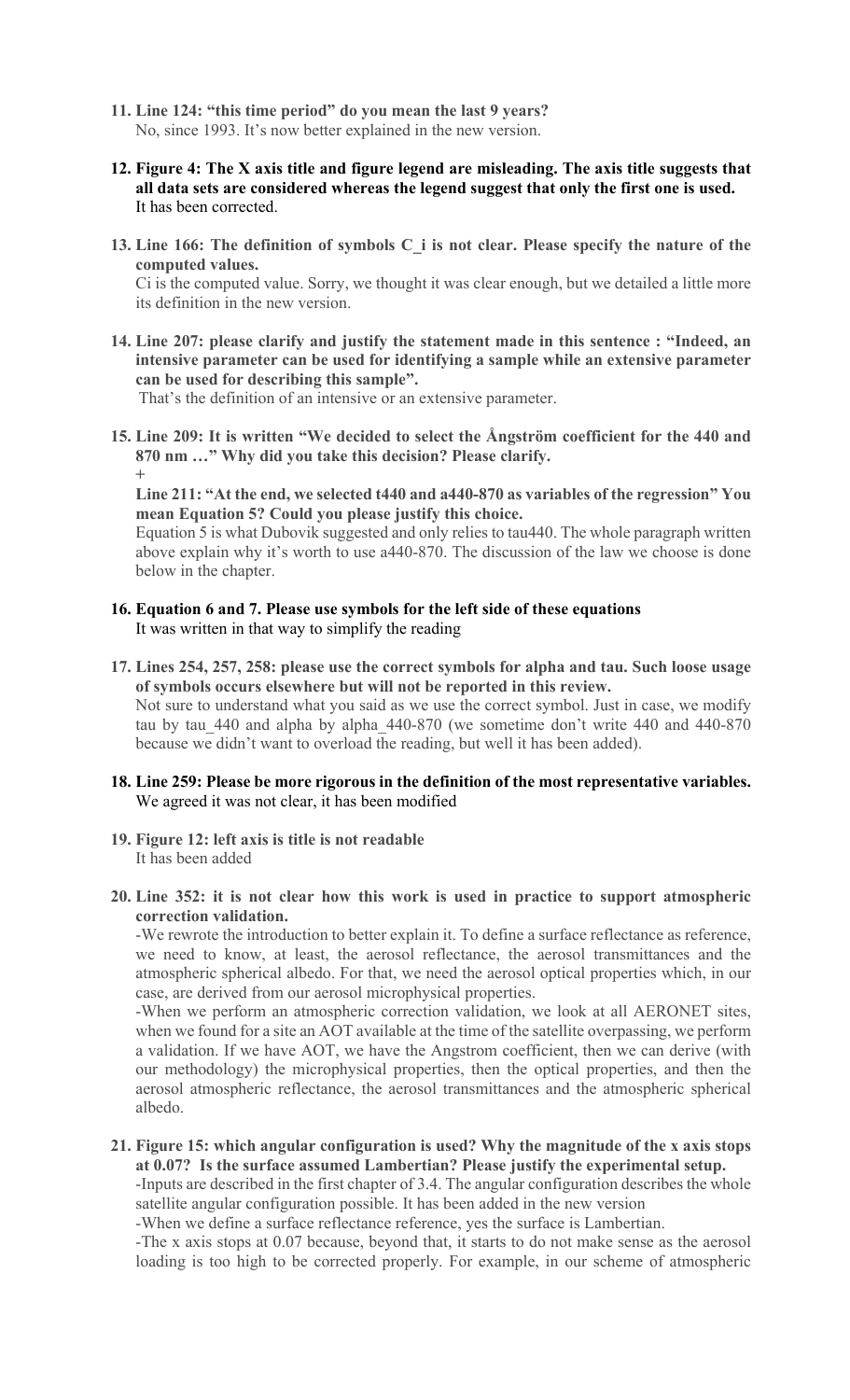11. **Line 124: "this time period" do you mean the last 9 years?**
    No, since 1993. It's now better explained in the new version.

12. **Figure 4: The X axis title and figure legend are misleading. The axis title suggests that all data sets are considered whereas the legend suggest that only the first one is used.**
    It has been corrected.

13. **Line 166: The definition of symbols C_i is not clear. Please specify the nature of the computed values.**
    Ci is the computed value. Sorry, we thought it was clear enough, but we detailed a little more its definition in the new version.

14. **Line 207: please clarify and justify the statement made in this sentence : "Indeed, an intensive parameter can be used for identifying a sample while an extensive parameter can be used for describing this sample".**
    That's the definition of an intensive or an extensive parameter.

15. **Line 209: It is written "We decided to select the Ångström coefficient for the 440 and 870 nm …" Why did you take this decision? Please clarify.**
    **+**
    **Line 211: "At the end, we selected t440 and a440-870 as variables of the regression" You mean Equation 5? Could you please justify this choice.**
    Equation 5 is what Dubovik suggested and only relies to tau440. The whole paragraph written above explain why it's worth to use a440-870. The discussion of the law we choose is done below in the chapter.

16. **Equation 6 and 7. Please use symbols for the left side of these equations**
    It was written in that way to simplify the reading

17. **Lines 254, 257, 258: please use the correct symbols for alpha and tau. Such loose usage of symbols occurs elsewhere but will not be reported in this review.**
    Not sure to understand what you said as we use the correct symbol. Just in case, we modify tau by tau_440 and alpha by alpha_440-870 (we sometime don't write 440 and 440-870 because we didn't want to overload the reading, but well it has been added).

18. **Line 259: Please be more rigorous in the definition of the most representative variables.**
    We agreed it was not clear, it has been modified

19. **Figure 12: left axis is title is not readable**
    It has been added

20. **Line 352: it is not clear how this work is used in practice to support atmospheric correction validation.**
    -We rewrote the introduction to better explain it. To define a surface reflectance as reference, we need to know, at least, the aerosol reflectance, the aerosol transmittances and the atmospheric spherical albedo. For that, we need the aerosol optical properties which, in our case, are derived from our aerosol microphysical properties.
    -When we perform an atmospheric correction validation, we look at all AERONET sites, when we found for a site an AOT available at the time of the satellite overpassing, we perform a validation. If we have AOT, we have the Angstrom coefficient, then we can derive (with our methodology) the microphysical properties, then the optical properties, and then the aerosol atmospheric reflectance, the aerosol transmittances and the atmospheric spherical albedo.

21. **Figure 15: which angular configuration is used? Why the magnitude of the x axis stops at 0.07? Is the surface assumed Lambertian? Please justify the experimental setup.**
    -Inputs are described in the first chapter of 3.4. The angular configuration describes the whole satellite angular configuration possible. It has been added in the new version
    -When we define a surface reflectance reference, yes the surface is Lambertian.
    -The x axis stops at 0.07 because, beyond that, it starts to do not make sense as the aerosol loading is too high to be corrected properly. For example, in our scheme of atmospheric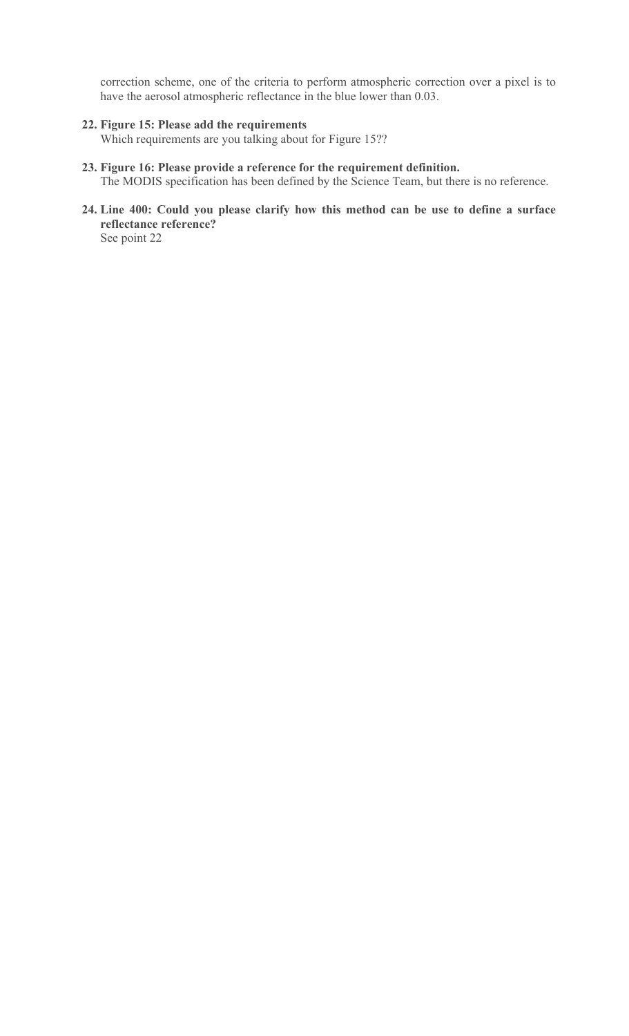correction scheme, one of the criteria to perform atmospheric correction over a pixel is to have the aerosol atmospheric reflectance in the blue lower than 0.03.

22. **Figure 15: Please add the requirements**
    Which requirements are you talking about for Figure 15??

23. **Figure 16: Please provide a reference for the requirement definition.**
    The MODIS specification has been defined by the Science Team, but there is no reference.

24. **Line 400: Could you please clarify how this method can be use to define a surface reflectance reference?**
    See point 22